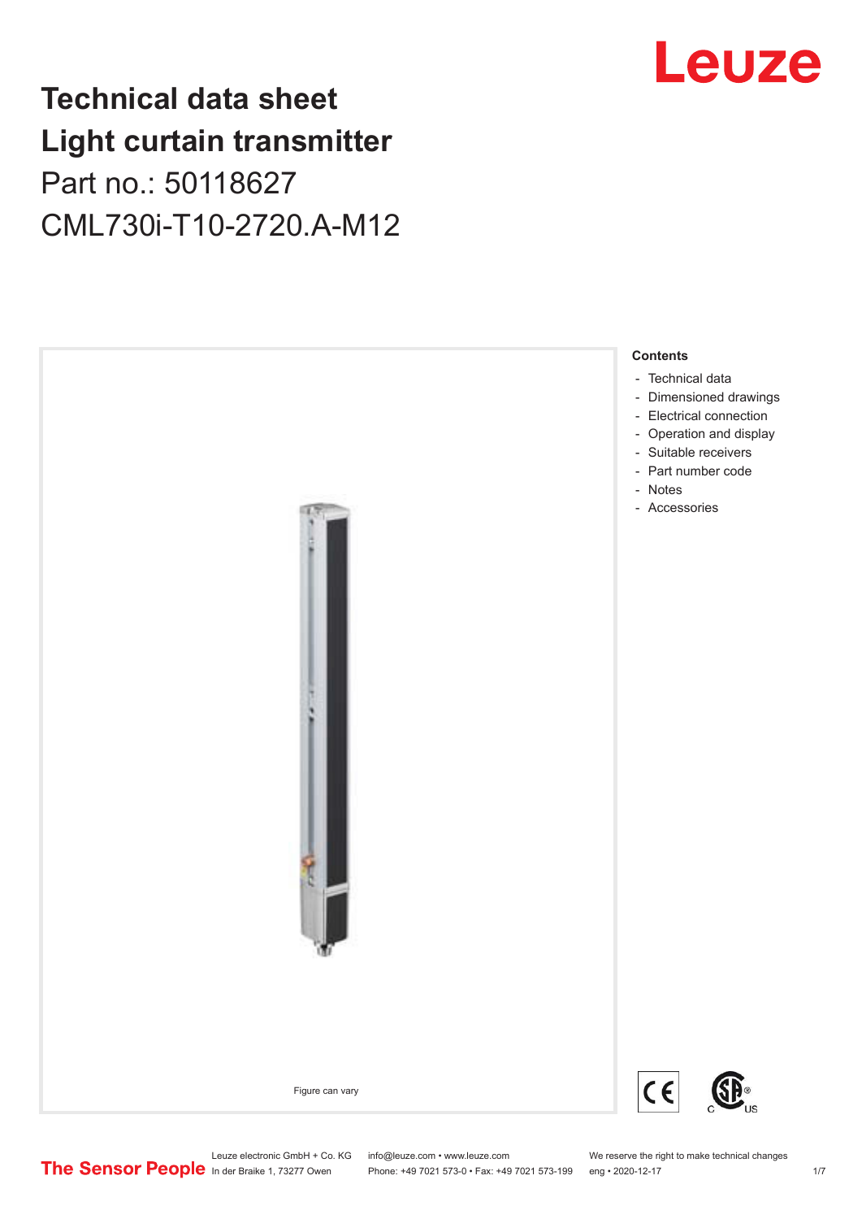# Technical data sheet
# Light curtain transmitter
## Part no.: 50118627
## CML730i-T10-2720.A-M12

Figure can vary

**Contents**

- Technical data
- Dimensioned drawings
- Electrical connection
- Operation and display
- Suitable receivers
- Part number code
- Notes
- Accessories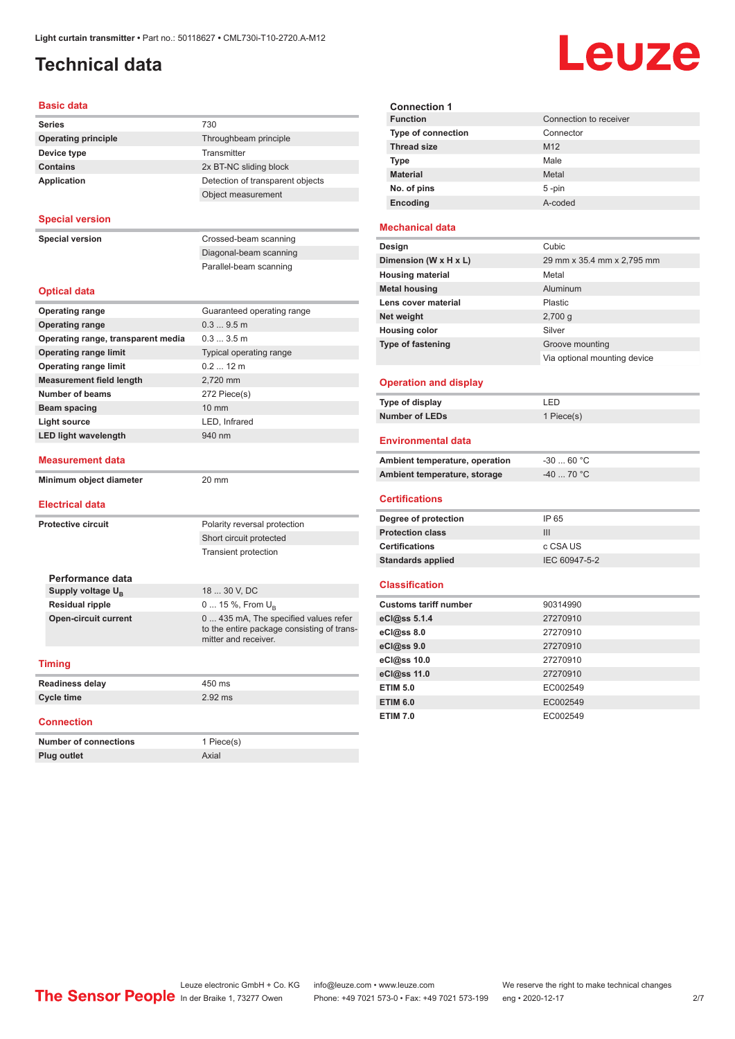# Technical data

## Basic data

| | |
|---|---|
| **Series** | 730 |
| **Operating principle** | Throughbeam principle |
| **Device type** | Transmitter |
| **Contains** | 2x BT-NC sliding block |
| **Application** | Detection of transparent objects |
| | Object measurement |

## Special version

| | |
|---|---|
| **Special version** | Crossed-beam scanning |
| | Diagonal-beam scanning |
| | Parallel-beam scanning |

## Optical data

| | |
|---|---|
| **Operating range** | Guaranteed operating range |
| **Operating range** | 0.3 ... 9.5 m |
| **Operating range, transparent media** | 0.3 ... 3.5 m |
| **Operating range limit** | Typical operating range |
| **Operating range limit** | 0.2 ... 12 m |
| **Measurement field length** | 2,720 mm |
| **Number of beams** | 272 Piece(s) |
| **Beam spacing** | 10 mm |
| **Light source** | LED, Infrared |
| **LED light wavelength** | 940 nm |

## Measurement data

| | |
|---|---|
| **Minimum object diameter** | 20 mm |

## Electrical data

| | |
|---|---|
| **Protective circuit** | Polarity reversal protection |
| | Short circuit protected |
| | Transient protection |

### Performance data

| | |
|---|---|
| **Supply voltage $U_B$** | 18 ... 30 V, DC |
| **Residual ripple** | 0 ... 15 %, From $U_B$ |
| **Open-circuit current** | 0 ... 435 mA, The specified values refer to the entire package consisting of transmitter and receiver. |

## Timing

| | |
|---|---|
| **Readiness delay** | 450 ms |
| **Cycle time** | 2.92 ms |

## Connection

| | |
|---|---|
| **Number of connections** | 1 Piece(s) |
| **Plug outlet** | Axial |

### Connection 1

| | |
|---|---|
| **Function** | Connection to receiver |
| **Type of connection** | Connector |
| **Thread size** | M12 |
| **Type** | Male |
| **Material** | Metal |
| **No. of pins** | 5 -pin |
| **Encoding** | A-coded |

## Mechanical data

| | |
|---|---|
| **Design** | Cubic |
| **Dimension (W x H x L)** | 29 mm x 35.4 mm x 2,795 mm |
| **Housing material** | Metal |
| **Metal housing** | Aluminum |
| **Lens cover material** | Plastic |
| **Net weight** | 2,700 g |
| **Housing color** | Silver |
| **Type of fastening** | Groove mounting |
| | Via optional mounting device |

## Operation and display

| | |
|---|---|
| **Type of display** | LED |
| **Number of LEDs** | 1 Piece(s) |

## Environmental data

| | |
|---|---|
| **Ambient temperature, operation** | -30 ... 60 °C |
| **Ambient temperature, storage** | -40 ... 70 °C |

## Certifications

| | |
|---|---|
| **Degree of protection** | IP 65 |
| **Protection class** | III |
| **Certifications** | c CSA US |
| **Standards applied** | IEC 60947-5-2 |

## Classification

| | |
|---|---|
| **Customs tariff number** | 90314990 |
| **eCl@ss 5.1.4** | 27270910 |
| **eCl@ss 8.0** | 27270910 |
| **eCl@ss 9.0** | 27270910 |
| **eCl@ss 10.0** | 27270910 |
| **eCl@ss 11.0** | 27270910 |
| **ETIM 5.0** | EC002549 |
| **ETIM 6.0** | EC002549 |
| **ETIM 7.0** | EC002549 |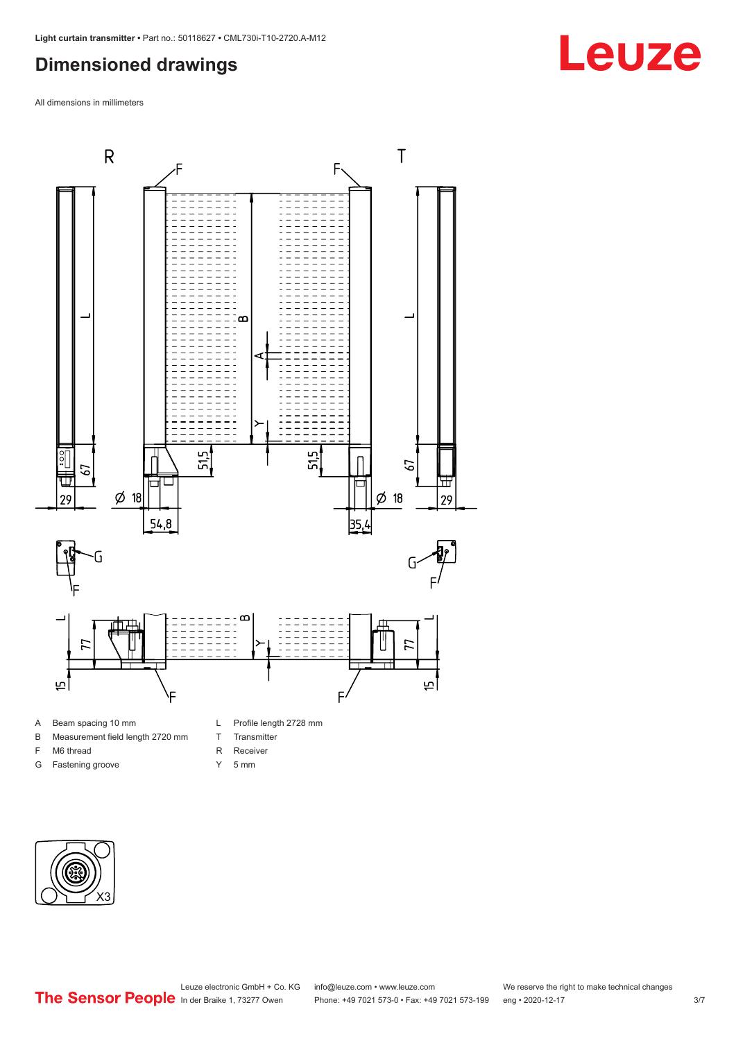## Dimensioned drawings

All dimensions in millimeters

A Beam spacing 10 mm

B Measurement field length 2720 mm

F M6 thread

G Fastening groove

L Profile length 2728 mm

T Transmitter

R Receiver

Y 5 mm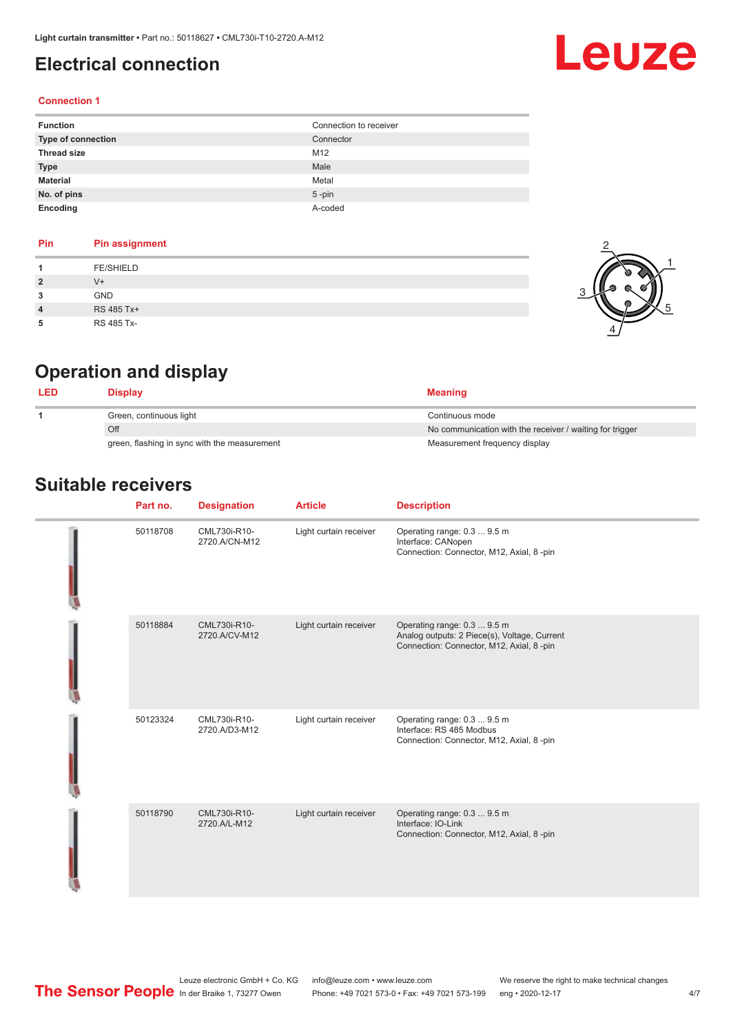# Electrical connection

### Connection 1

| Function | Connection to receiver |
|---|---|
| Type of connection | Connector |
| Thread size | M12 |
| Type | Male |
| Material | Metal |
| No. of pins | 5 -pin |
| Encoding | A-coded |

| Pin | Pin assignment |
|---|---|
| 1 | FE/SHIELD |
| 2 | V+ |
| 3 | GND |
| 4 | RS 485 Tx+ |
| 5 | RS 485 Tx- |

# Operation and display

| LED | Display | Meaning |
|---|---|---|
| 1 | Green, continuous light | Continuous mode |
| | Off | No communication with the receiver / waiting for trigger |
| | green, flashing in sync with the measurement | Measurement frequency display |

# Suitable receivers

| Part no. | Designation | Article | Description |
|---|---|---|---|
| 50118708 | CML730i-R10-2720.A/CN-M12 | Light curtain receiver | Operating range: 0.3 ... 9.5 m<br>Interface: CANopen<br>Connection: Connector, M12, Axial, 8 -pin |
| 50118884 | CML730i-R10-2720.A/CV-M12 | Light curtain receiver | Operating range: 0.3 ... 9.5 m<br>Analog outputs: 2 Piece(s), Voltage, Current<br>Connection: Connector, M12, Axial, 8 -pin |
| 50123324 | CML730i-R10-2720.A/D3-M12 | Light curtain receiver | Operating range: 0.3 ... 9.5 m<br>Interface: RS 485 Modbus<br>Connection: Connector, M12, Axial, 8 -pin |
| 50118790 | CML730i-R10-2720.A/L-M12 | Light curtain receiver | Operating range: 0.3 ... 9.5 m<br>Interface: IO-Link<br>Connection: Connector, M12, Axial, 8 -pin |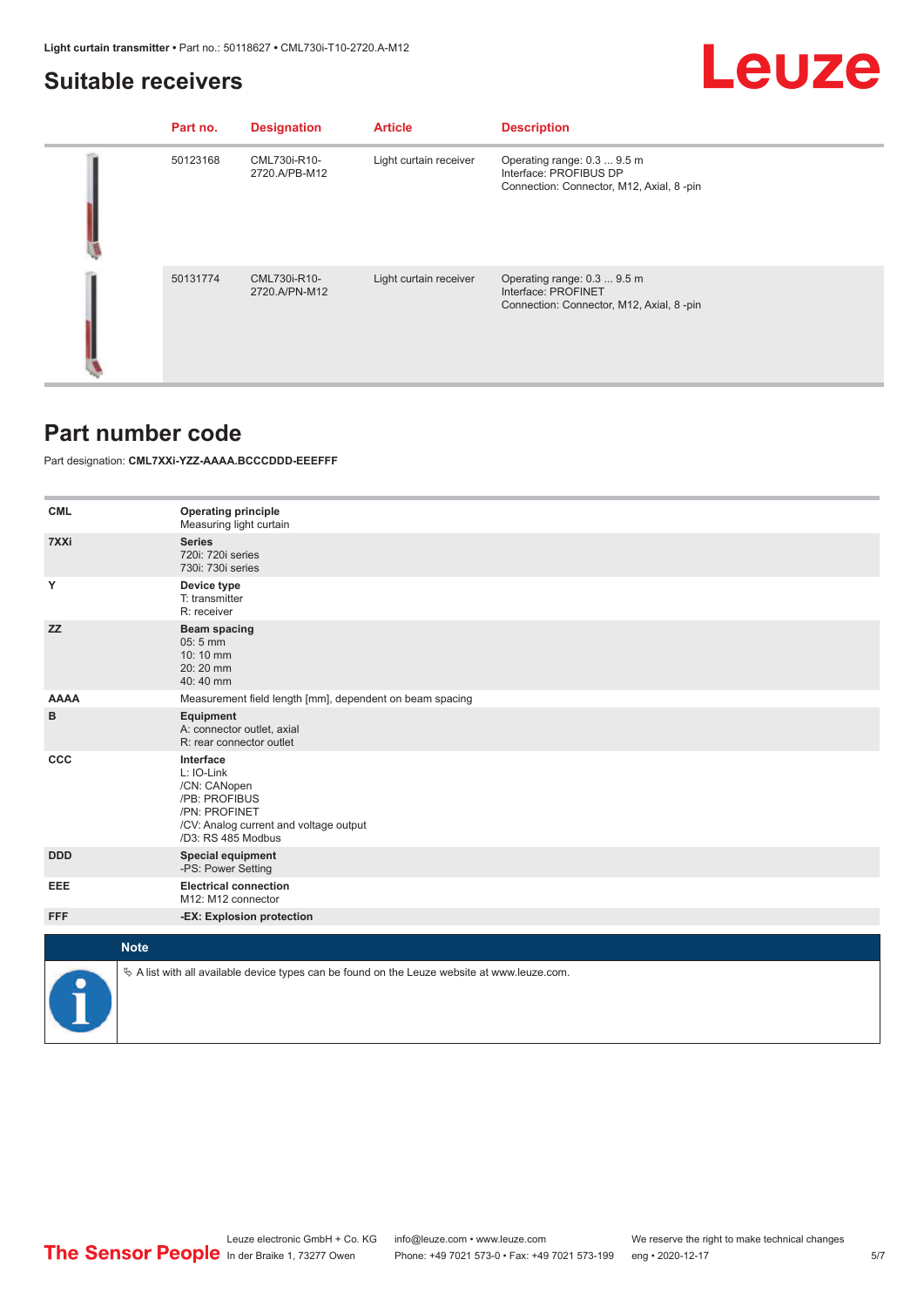## Suitable receivers

| Part no. | Designation | Article | Description |
|---|---|---|---|
| 50123168 | CML730i-R10-2720.A/PB-M12 | Light curtain receiver | Operating range: 0.3 ... 9.5 m<br>Interface: PROFIBUS DP<br>Connection: Connector, M12, Axial, 8 -pin |
| 50131774 | CML730i-R10-2720.A/PN-M12 | Light curtain receiver | Operating range: 0.3 ... 9.5 m<br>Interface: PROFINET<br>Connection: Connector, M12, Axial, 8 -pin |

## Part number code

Part designation: **CML7XXi-YZZ-AAAA.BCCCDDD-EEEFFF**

| | |
|---|---|
| **CML** | **Operating principle**<br>Measuring light curtain |
| **7XXi** | **Series**<br>720i: 720i series<br>730i: 730i series |
| **Y** | **Device type**<br>T: transmitter<br>R: receiver |
| **ZZ** | **Beam spacing**<br>05: 5 mm<br>10: 10 mm<br>20: 20 mm<br>40: 40 mm |
| **AAAA** | Measurement field length [mm], dependent on beam spacing |
| **B** | **Equipment**<br>A: connector outlet, axial<br>R: rear connector outlet |
| **CCC** | **Interface**<br>L: IO-Link<br>/CN: CANopen<br>/PB: PROFIBUS<br>/PN: PROFINET<br>/CV: Analog current and voltage output<br>/D3: RS 485 Modbus |
| **DDD** | **Special equipment**<br>-PS: Power Setting |
| **EEE** | **Electrical connection**<br>M12: M12 connector |
| **FFF** | **-EX: Explosion protection** |

**Note**

↳ A list with all available device types can be found on the Leuze website at www.leuze.com.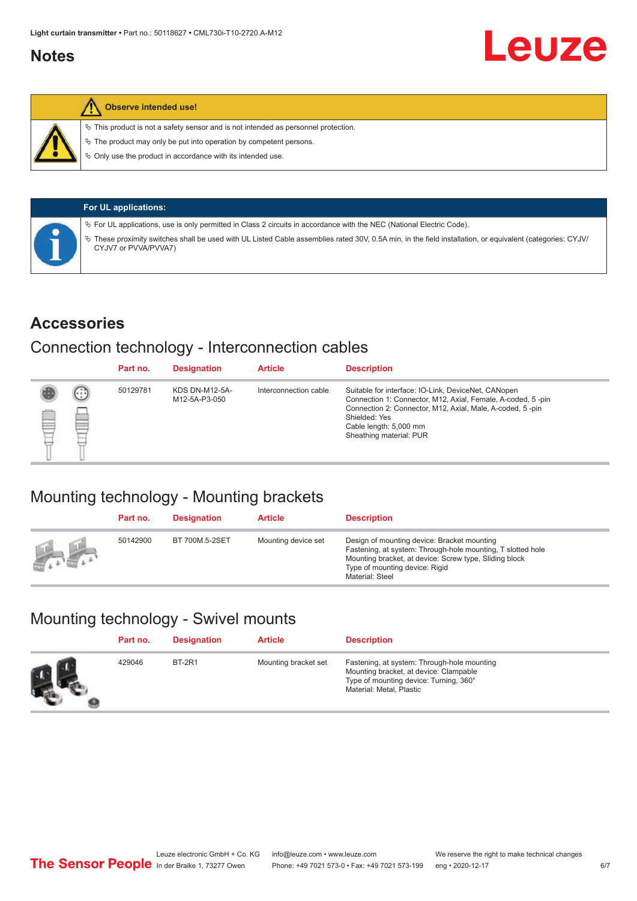## Notes

**Observe intended use!**

- This product is not a safety sensor and is not intended as personnel protection.
- The product may only be put into operation by competent persons.
- Only use the product in accordance with its intended use.

**For UL applications:**

- For UL applications, use is only permitted in Class 2 circuits in accordance with the NEC (National Electric Code).
- These proximity switches shall be used with UL Listed Cable assemblies rated 30V, 0.5A min, in the field installation, or equivalent (categories: CYJV/ CYJV7 or PVVA/PVVA7)

## Accessories

### Connection technology - Interconnection cables

| Part no. | Designation | Article | Description |
|---|---|---|---|
| 50129781 | KDS DN-M12-5A-M12-5A-P3-050 | Interconnection cable | Suitable for interface: IO-Link, DeviceNet, CANopen<br>Connection 1: Connector, M12, Axial, Female, A-coded, 5 -pin<br>Connection 2: Connector, M12, Axial, Male, A-coded, 5 -pin<br>Shielded: Yes<br>Cable length: 5,000 mm<br>Sheathing material: PUR |

### Mounting technology - Mounting brackets

| Part no. | Designation | Article | Description |
|---|---|---|---|
| 50142900 | BT 700M.5-2SET | Mounting device set | Design of mounting device: Bracket mounting<br>Fastening, at system: Through-hole mounting, T slotted hole<br>Mounting bracket, at device: Screw type, Sliding block<br>Type of mounting device: Rigid<br>Material: Steel |

### Mounting technology - Swivel mounts

| Part no. | Designation | Article | Description |
|---|---|---|---|
| 429046 | BT-2R1 | Mounting bracket set | Fastening, at system: Through-hole mounting<br>Mounting bracket, at device: Clampable<br>Type of mounting device: Turning, 360°<br>Material: Metal, Plastic |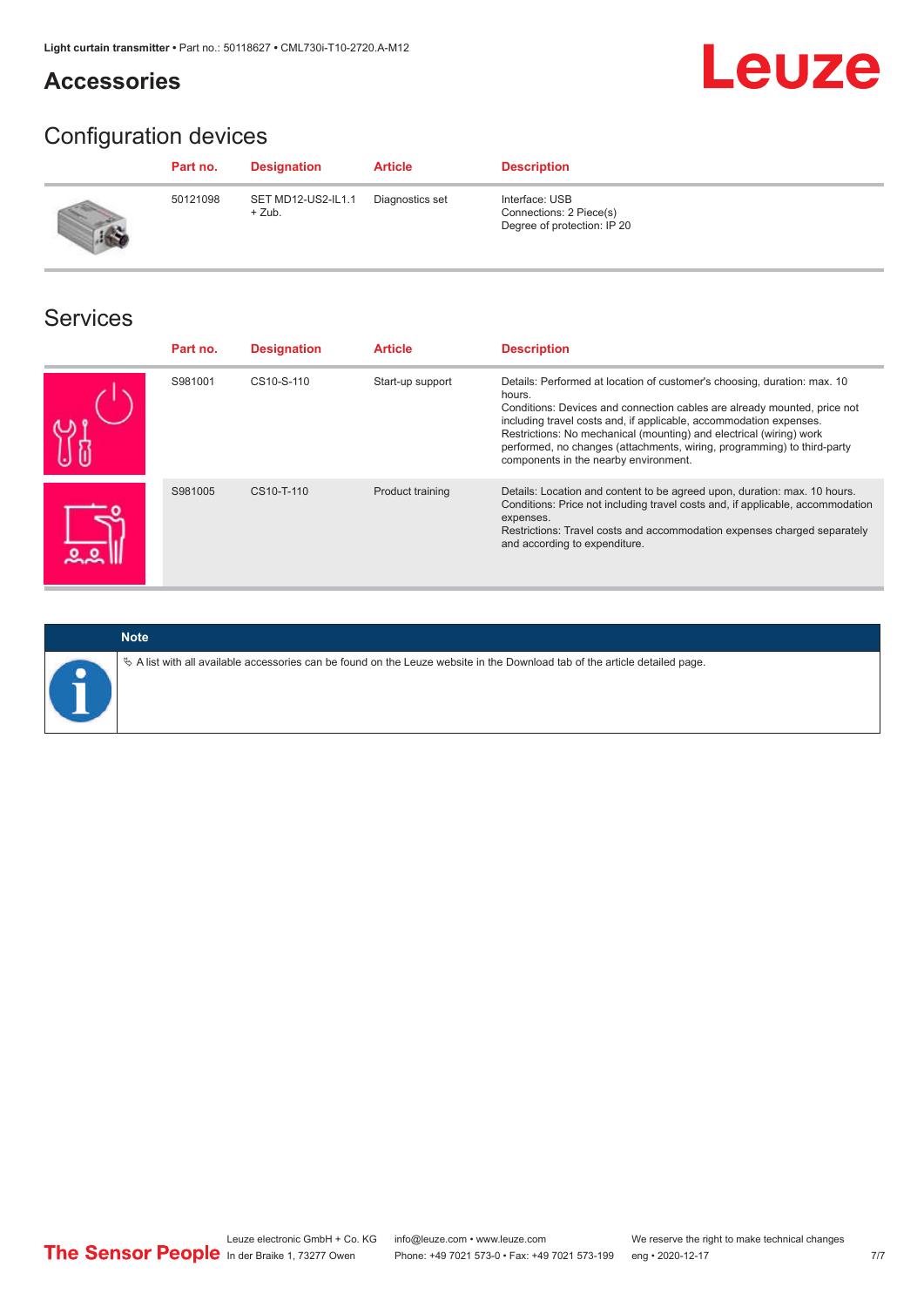## Accessories

### Configuration devices

| | Part no. | Designation | Article | Description |
|---|---|---|---|---|
| | 50121098 | SET MD12-US2-IL1.1 + Zub. | Diagnostics set | Interface: USB<br>Connections: 2 Piece(s)<br>Degree of protection: IP 20 |

### Services

| | Part no. | Designation | Article | Description |
|---|---|---|---|---|
| | S981001 | CS10-S-110 | Start-up support | Details: Performed at location of customer's choosing, duration: max. 10 hours.<br>Conditions: Devices and connection cables are already mounted, price not including travel costs and, if applicable, accommodation expenses.<br>Restrictions: No mechanical (mounting) and electrical (wiring) work performed, no changes (attachments, wiring, programming) to third-party components in the nearby environment. |
| | S981005 | CS10-T-110 | Product training | Details: Location and content to be agreed upon, duration: max. 10 hours.<br>Conditions: Price not including travel costs and, if applicable, accommodation expenses.<br>Restrictions: Travel costs and accommodation expenses charged separately and according to expenditure. |

**Note**

↳ A list with all available accessories can be found on the Leuze website in the Download tab of the article detailed page.